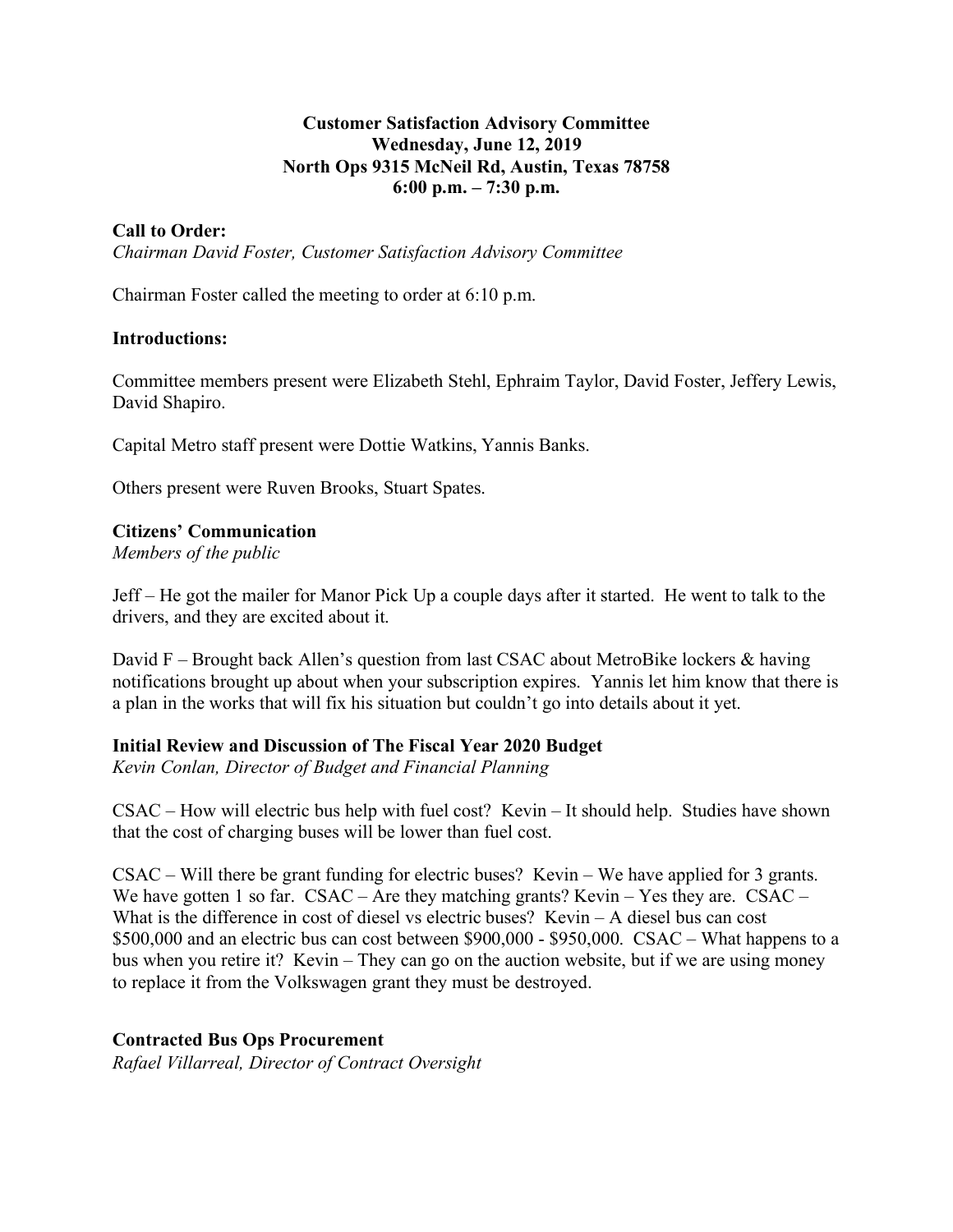**Customer Satisfaction Advisory Committee**
**Wednesday, June 12, 2019**
**North Ops 9315 McNeil Rd, Austin, Texas 78758**
**6:00 p.m. – 7:30 p.m.**

**Call to Order:**
*Chairman David Foster, Customer Satisfaction Advisory Committee*

Chairman Foster called the meeting to order at 6:10 p.m.

**Introductions:**

Committee members present were Elizabeth Stehl, Ephraim Taylor, David Foster, Jeffery Lewis, David Shapiro.

Capital Metro staff present were Dottie Watkins, Yannis Banks.

Others present were Ruven Brooks, Stuart Spates.

**Citizens' Communication**
*Members of the public*

Jeff – He got the mailer for Manor Pick Up a couple days after it started. He went to talk to the drivers, and they are excited about it.

David F – Brought back Allen's question from last CSAC about MetroBike lockers & having notifications brought up about when your subscription expires. Yannis let him know that there is a plan in the works that will fix his situation but couldn't go into details about it yet.

**Initial Review and Discussion of The Fiscal Year 2020 Budget**
*Kevin Conlan, Director of Budget and Financial Planning*

CSAC – How will electric bus help with fuel cost? Kevin – It should help. Studies have shown that the cost of charging buses will be lower than fuel cost.

CSAC – Will there be grant funding for electric buses? Kevin – We have applied for 3 grants. We have gotten 1 so far. CSAC – Are they matching grants? Kevin – Yes they are. CSAC – What is the difference in cost of diesel vs electric buses? Kevin – A diesel bus can cost $500,000 and an electric bus can cost between $900,000 - $950,000. CSAC – What happens to a bus when you retire it? Kevin – They can go on the auction website, but if we are using money to replace it from the Volkswagen grant they must be destroyed.

**Contracted Bus Ops Procurement**
*Rafael Villarreal, Director of Contract Oversight*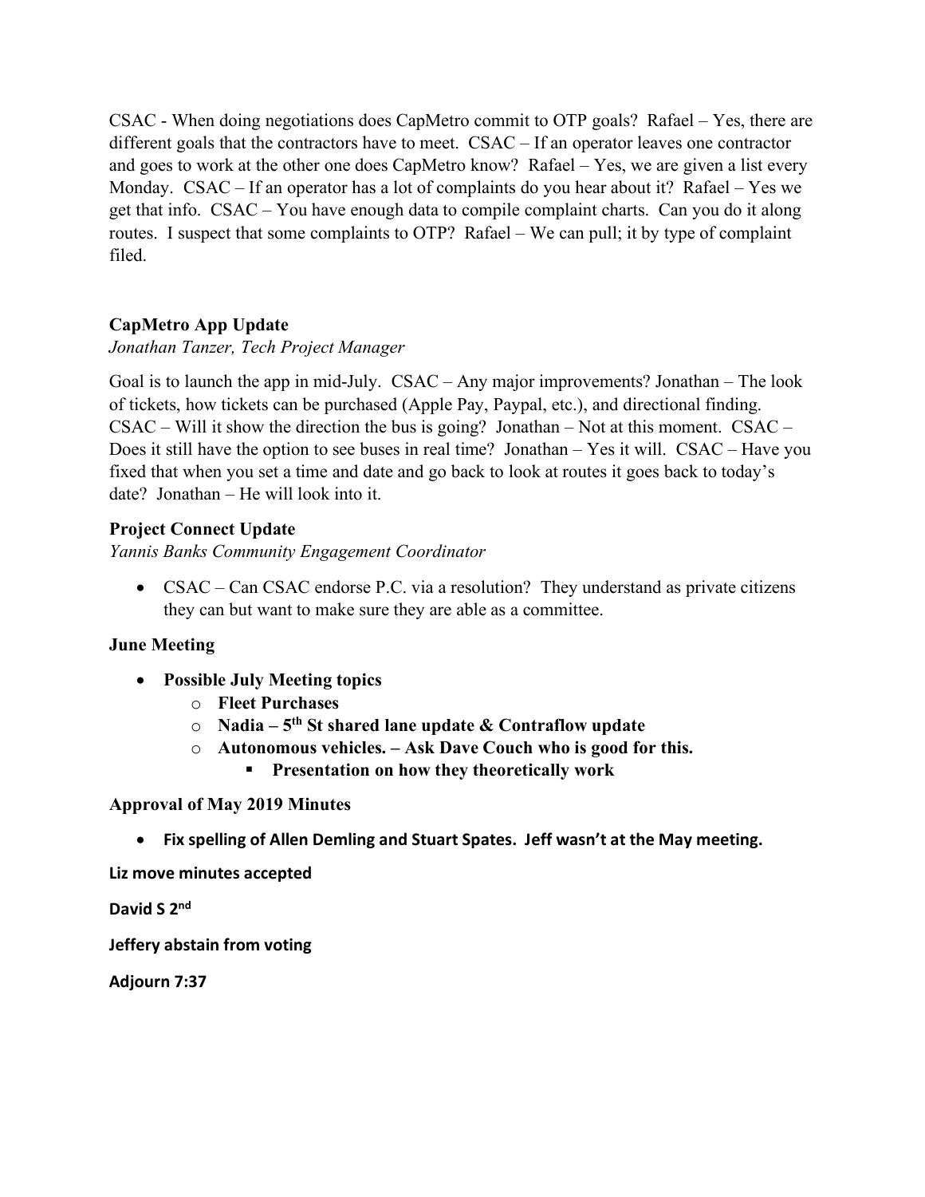CSAC - When doing negotiations does CapMetro commit to OTP goals? Rafael – Yes, there are different goals that the contractors have to meet. CSAC – If an operator leaves one contractor and goes to work at the other one does CapMetro know? Rafael – Yes, we are given a list every Monday. CSAC – If an operator has a lot of complaints do you hear about it? Rafael – Yes we get that info. CSAC – You have enough data to compile complaint charts. Can you do it along routes. I suspect that some complaints to OTP? Rafael – We can pull; it by type of complaint filed.

### CapMetro App Update

*Jonathan Tanzer, Tech Project Manager*

Goal is to launch the app in mid-July. CSAC – Any major improvements? Jonathan – The look of tickets, how tickets can be purchased (Apple Pay, Paypal, etc.), and directional finding. CSAC – Will it show the direction the bus is going? Jonathan – Not at this moment. CSAC – Does it still have the option to see buses in real time? Jonathan – Yes it will. CSAC – Have you fixed that when you set a time and date and go back to look at routes it goes back to today's date? Jonathan – He will look into it.

### Project Connect Update

*Yannis Banks Community Engagement Coordinator*

- CSAC – Can CSAC endorse P.C. via a resolution? They understand as private citizens they can but want to make sure they are able as a committee.

### June Meeting

- **Possible July Meeting topics**
  - **Fleet Purchases**
  - **Nadia – 5th St shared lane update & Contraflow update**
  - **Autonomous vehicles. – Ask Dave Couch who is good for this.**
    - **Presentation on how they theoretically work**

### Approval of May 2019 Minutes

- **Fix spelling of Allen Demling and Stuart Spates. Jeff wasn't at the May meeting.**

**Liz move minutes accepted**

**David S 2nd**

**Jeffery abstain from voting**

**Adjourn 7:37**